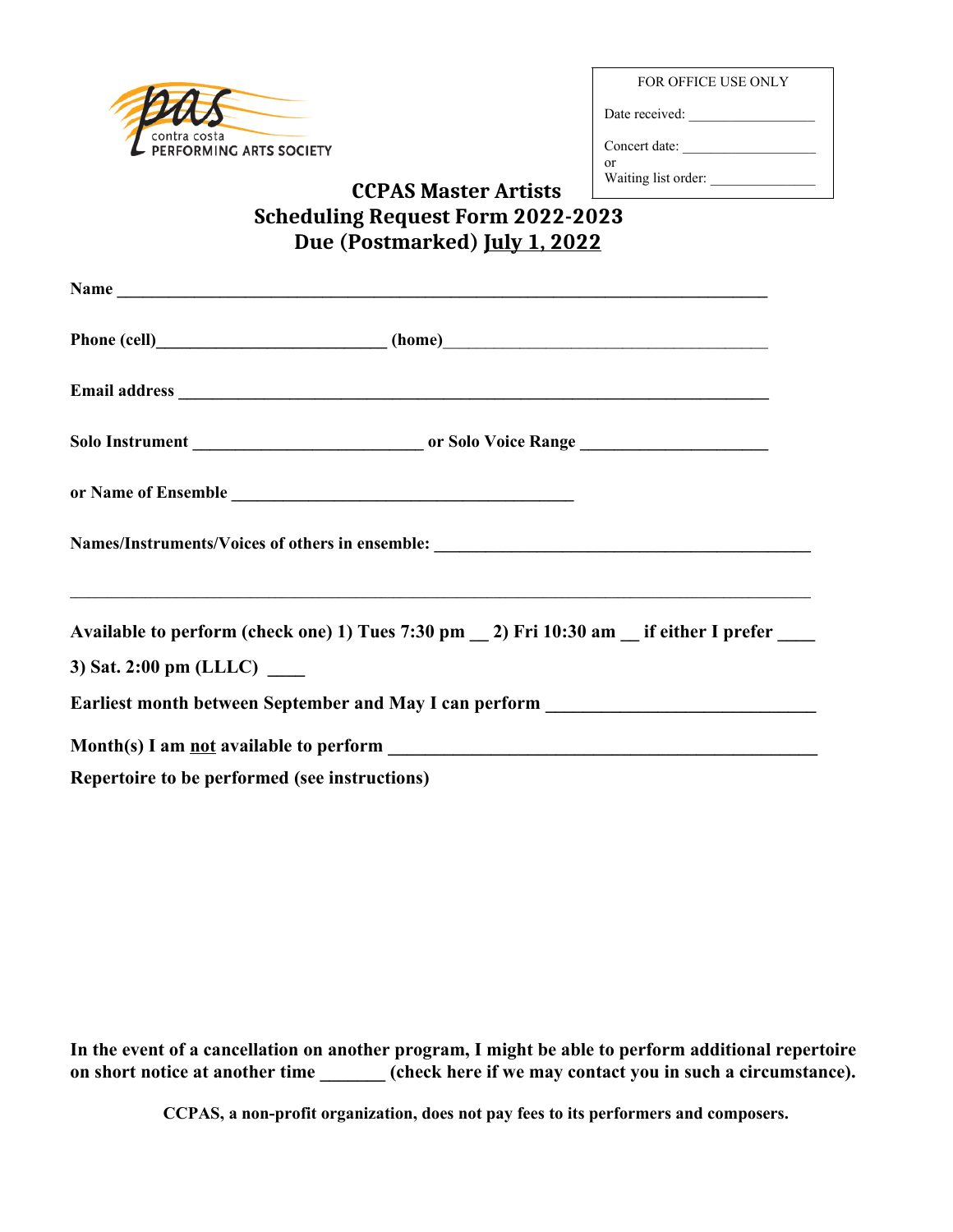pas contra costa PERFORMING ARTS SOCIETY

FOR OFFICE USE ONLY

Date received: ________________

Concert date: __________________
or
Waiting list order: ______________

# CCPAS Master Artists
# Scheduling Request Form 2022-2023
# Due (Postmarked) July 1, 2022

**Name** ______________________________________________________________________

**Phone (cell)**__________________________ **(home)**____________________________________

**Email address** _________________________________________________________________

**Solo Instrument** _________________________ **or Solo Voice Range** ____________________

**or Name of Ensemble** ______________________________________

**Names/Instruments/Voices of others in ensemble:** __________________________________________

_________________________________________________________________________________

**Available to perform (check one) 1) Tues 7:30 pm __ 2) Fri 10:30 am __ if either I prefer ____**

**3) Sat. 2:00 pm (LLLC) ____**

**Earliest month between September and May I can perform** ____________________________

**Month(s) I am not available to perform** _____________________________________________

**Repertoire to be performed (see instructions)**

**In the event of a cancellation on another program, I might be able to perform additional repertoire on short notice at another time _______ (check here if we may contact you in such a circumstance).**

**CCPAS, a non-profit organization, does not pay fees to its performers and composers.**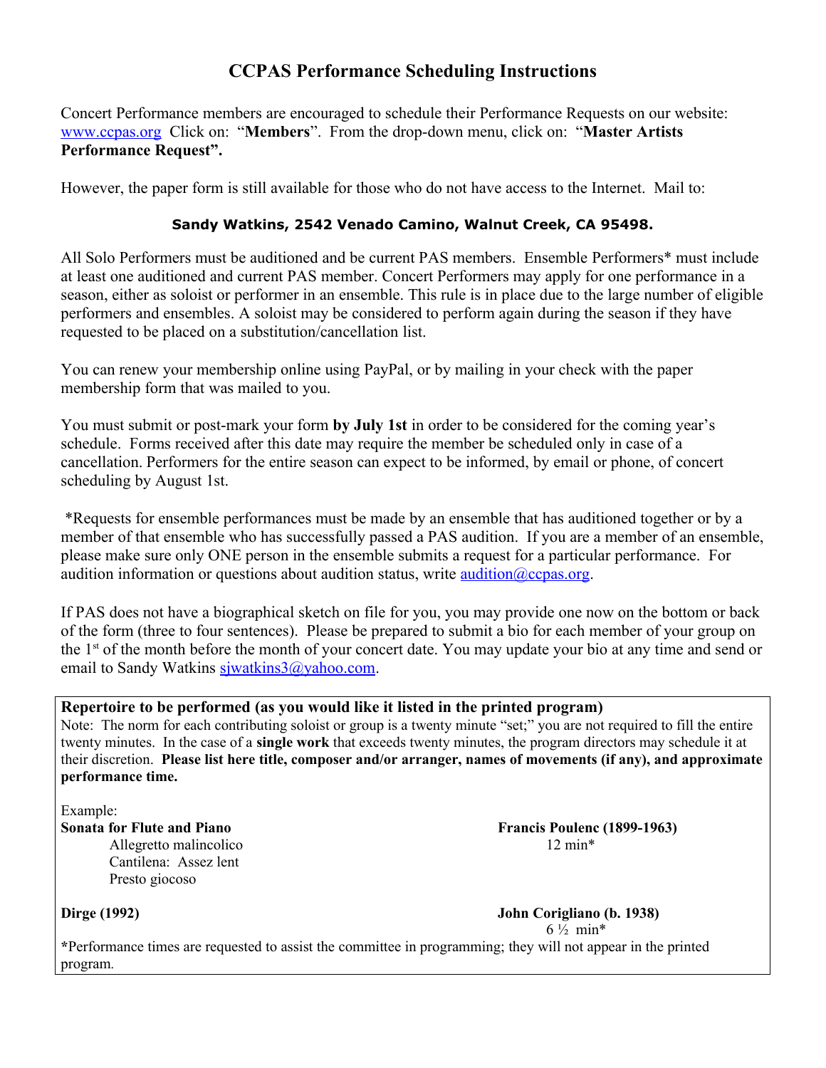# CCPAS Performance Scheduling Instructions

Concert Performance members are encouraged to schedule their Performance Requests on our website: www.ccpas.org Click on: "**Members**". From the drop-down menu, click on: "**Master Artists Performance Request".**

However, the paper form is still available for those who do not have access to the Internet. Mail to:

**Sandy Watkins, 2542 Venado Camino, Walnut Creek, CA 95498.**

All Solo Performers must be auditioned and be current PAS members. Ensemble Performers* must include at least one auditioned and current PAS member. Concert Performers may apply for one performance in a season, either as soloist or performer in an ensemble. This rule is in place due to the large number of eligible performers and ensembles. A soloist may be considered to perform again during the season if they have requested to be placed on a substitution/cancellation list.

You can renew your membership online using PayPal, or by mailing in your check with the paper membership form that was mailed to you.

You must submit or post-mark your form **by July 1st** in order to be considered for the coming year's schedule. Forms received after this date may require the member be scheduled only in case of a cancellation. Performers for the entire season can expect to be informed, by email or phone, of concert scheduling by August 1st.

*Requests for ensemble performances must be made by an ensemble that has auditioned together or by a member of that ensemble who has successfully passed a PAS audition. If you are a member of an ensemble, please make sure only ONE person in the ensemble submits a request for a particular performance. For audition information or questions about audition status, write audition@ccpas.org.

If PAS does not have a biographical sketch on file for you, you may provide one now on the bottom or back of the form (three to four sentences). Please be prepared to submit a bio for each member of your group on the 1st of the month before the month of your concert date. You may update your bio at any time and send or email to Sandy Watkins sjwatkins3@yahoo.com.

**Repertoire to be performed (as you would like it listed in the printed program)**

Note: The norm for each contributing soloist or group is a twenty minute "set;" you are not required to fill the entire twenty minutes. In the case of a **single work** that exceeds twenty minutes, the program directors may schedule it at their discretion. **Please list here title, composer and/or arranger, names of movements (if any), and approximate performance time.**

Example:

**Sonata for Flute and Piano** — **Francis Poulenc (1899-1963)**
- Allegretto malincolico — 12 min*
- Cantilena: Assez lent
- Presto giocoso

**Dirge (1992)** — **John Corigliano (b. 1938)**
6 ½ min*

***Performance times are requested to assist the committee in programming; they will not appear in the printed program.